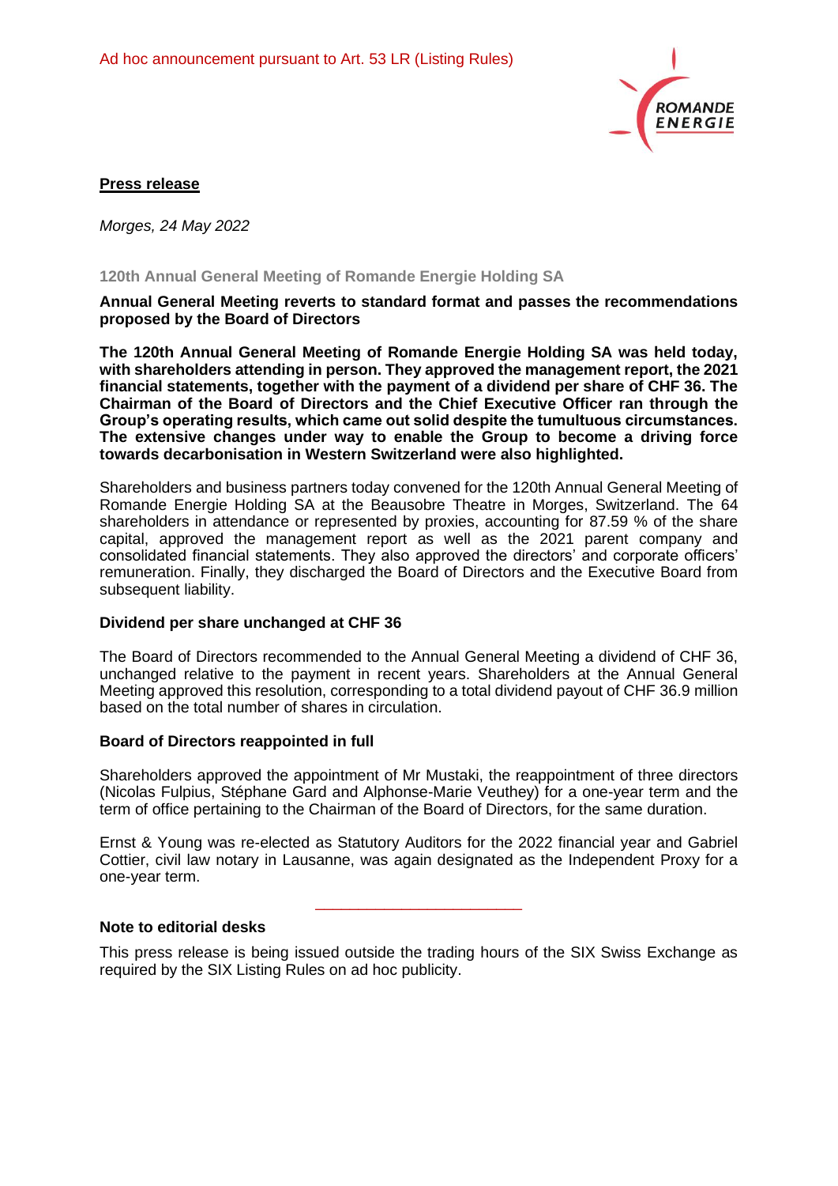Ad hoc announcement pursuant to Art. 53 LR (Listing Rules)

**Press release**

*Morges, 24 May 2022*

### 120th Annual General Meeting of Romande Energie Holding SA

**Annual General Meeting reverts to standard format and passes the recommendations proposed by the Board of Directors**

**The 120th Annual General Meeting of Romande Energie Holding SA was held today, with shareholders attending in person. They approved the management report, the 2021 financial statements, together with the payment of a dividend per share of CHF 36. The Chairman of the Board of Directors and the Chief Executive Officer ran through the Group's operating results, which came out solid despite the tumultuous circumstances. The extensive changes under way to enable the Group to become a driving force towards decarbonisation in Western Switzerland were also highlighted.**

Shareholders and business partners today convened for the 120th Annual General Meeting of Romande Energie Holding SA at the Beausobre Theatre in Morges, Switzerland. The 64 shareholders in attendance or represented by proxies, accounting for 87.59 % of the share capital, approved the management report as well as the 2021 parent company and consolidated financial statements. They also approved the directors' and corporate officers' remuneration. Finally, they discharged the Board of Directors and the Executive Board from subsequent liability.

**Dividend per share unchanged at CHF 36**

The Board of Directors recommended to the Annual General Meeting a dividend of CHF 36, unchanged relative to the payment in recent years. Shareholders at the Annual General Meeting approved this resolution, corresponding to a total dividend payout of CHF 36.9 million based on the total number of shares in circulation.

**Board of Directors reappointed in full**

Shareholders approved the appointment of Mr Mustaki, the reappointment of three directors (Nicolas Fulpius, Stéphane Gard and Alphonse-Marie Veuthey) for a one-year term and the term of office pertaining to the Chairman of the Board of Directors, for the same duration.

Ernst & Young was re-elected as Statutory Auditors for the 2022 financial year and Gabriel Cottier, civil law notary in Lausanne, was again designated as the Independent Proxy for a one-year term.

---

**Note to editorial desks**

This press release is being issued outside the trading hours of the SIX Swiss Exchange as required by the SIX Listing Rules on ad hoc publicity.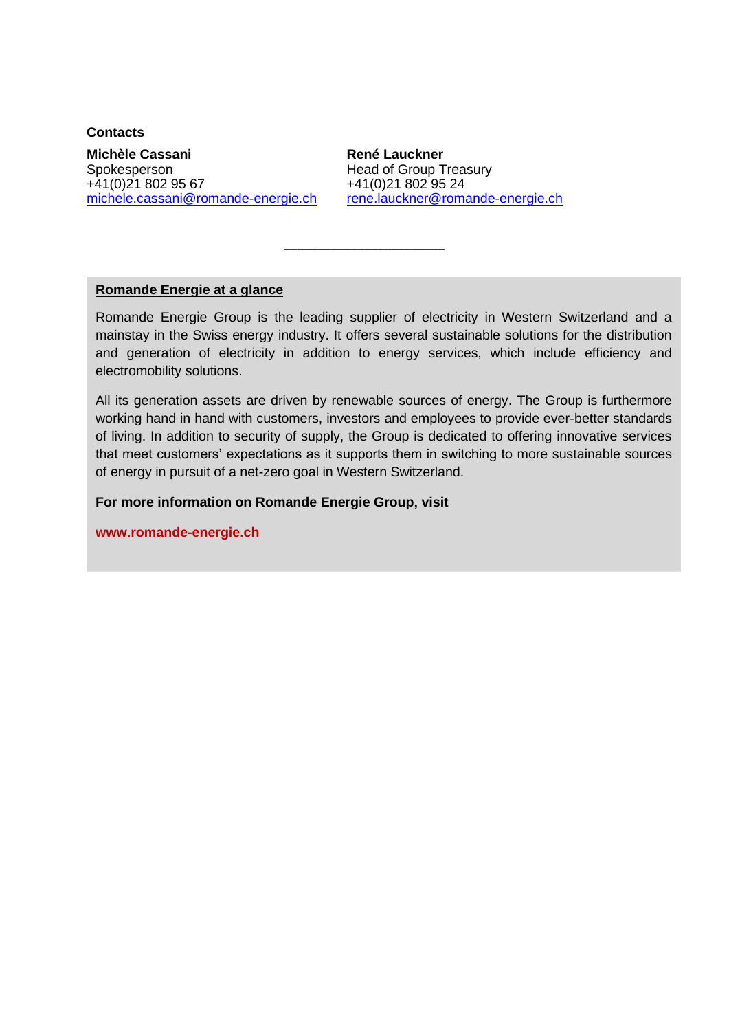**Contacts**

**Michèle Cassani**
Spokesperson
+41(0)21 802 95 67
michele.cassani@romande-energie.ch

**René Lauckner**
Head of Group Treasury
+41(0)21 802 95 24
rene.lauckner@romande-energie.ch

\_\_\_\_\_\_\_\_\_\_\_\_\_\_\_\_\_\_\_\_\_\_

**Romande Energie at a glance**

Romande Energie Group is the leading supplier of electricity in Western Switzerland and a mainstay in the Swiss energy industry. It offers several sustainable solutions for the distribution and generation of electricity in addition to energy services, which include efficiency and electromobility solutions.

All its generation assets are driven by renewable sources of energy. The Group is furthermore working hand in hand with customers, investors and employees to provide ever-better standards of living. In addition to security of supply, the Group is dedicated to offering innovative services that meet customers' expectations as it supports them in switching to more sustainable sources of energy in pursuit of a net-zero goal in Western Switzerland.

**For more information on Romande Energie Group, visit**

**www.romande-energie.ch**